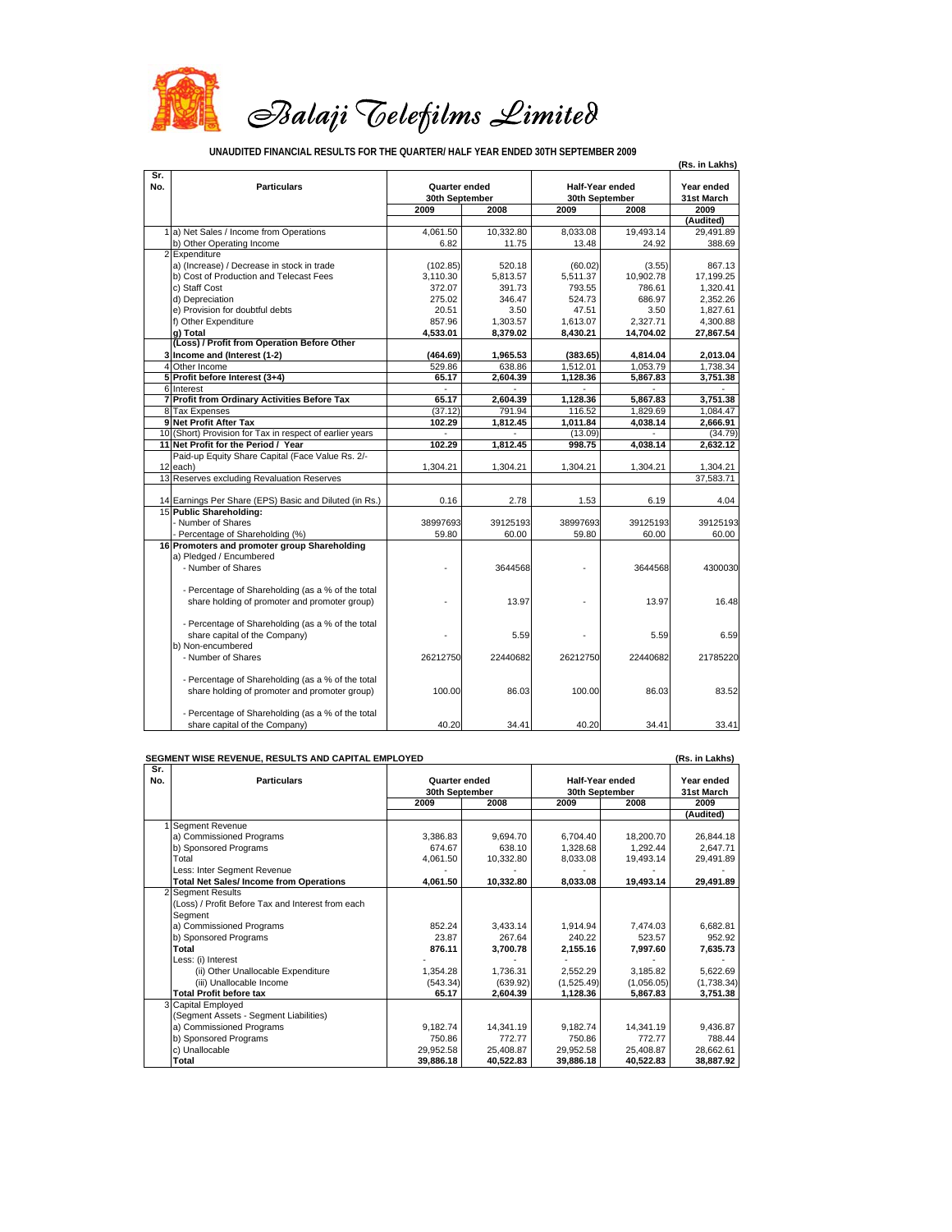# Balaji Telefilms Limited

**UNAUDITED FINANCIAL RESULTS FOR THE QUARTER/ HALF YEAR ENDED 30TH SEPTEMBER 2009**

**(Rs. in Lakhs)**

| Sr. No. | Particulars | Quarter ended 30th September | | Half-Year ended 30th September | | Year ended 31st March |
|---|---|---|---|---|---|---|
| | | 2009 | 2008 | 2009 | 2008 | 2009 |
| | | | | | | (Audited) |
| 1 | a) Net Sales / Income from Operations | 4,061.50 | 10,332.80 | 8,033.08 | 19,493.14 | 29,491.89 |
| | b) Other Operating Income | 6.82 | 11.75 | 13.48 | 24.92 | 388.69 |
| 2 | Expenditure | | | | | |
| | a) (Increase) / Decrease in stock in trade | (102.85) | 520.18 | (60.02) | (3.55) | 867.13 |
| | b) Cost of Production and Telecast Fees | 3,110.30 | 5,813.57 | 5,511.37 | 10,902.78 | 17,199.25 |
| | c) Staff Cost | 372.07 | 391.73 | 793.55 | 786.61 | 1,320.41 |
| | d) Depreciation | 275.02 | 346.47 | 524.73 | 686.97 | 2,352.26 |
| | e) Provision for doubtful debts | 20.51 | 3.50 | 47.51 | 3.50 | 1,827.61 |
| | f) Other Expenditure | 857.96 | 1,303.57 | 1,613.07 | 2,327.71 | 4,300.88 |
| | **g) Total** | **4,533.01** | **8,379.02** | **8,430.21** | **14,704.02** | **27,867.54** |
| 3 | **(Loss) / Profit from Operation Before Other Income and Interest (1-2)** | **(464.69)** | **1,965.53** | **(383.65)** | **4,814.04** | **2,013.04** |
| 4 | Other Income | 529.86 | 638.86 | 1,512.01 | 1,053.79 | 1,738.34 |
| 5 | **Profit before Interest (3+4)** | **65.17** | **2,604.39** | **1,128.36** | **5,867.83** | **3,751.38** |
| 6 | Interest | - | - | - | - | - |
| 7 | **Profit from Ordinary Activities Before Tax** | **65.17** | **2,604.39** | **1,128.36** | **5,867.83** | **3,751.38** |
| 8 | Tax Expenses | (37.12) | 791.94 | 116.52 | 1,829.69 | 1,084.47 |
| 9 | **Net Profit After Tax** | **102.29** | **1,812.45** | **1,011.84** | **4,038.14** | **2,666.91** |
| 10 | (Short) Provision for Tax in respect of earlier years | - | - | (13.09) | - | (34.79) |
| 11 | **Net Profit for the Period / Year** | **102.29** | **1,812.45** | **998.75** | **4,038.14** | **2,632.12** |
| 12 | Paid-up Equity Share Capital (Face Value Rs. 2/- each) | 1,304.21 | 1,304.21 | 1,304.21 | 1,304.21 | 1,304.21 |
| 13 | Reserves excluding Revaluation Reserves | | | | | 37,583.71 |
| 14 | Earnings Per Share (EPS) Basic and Diluted (in Rs.) | 0.16 | 2.78 | 1.53 | 6.19 | 4.04 |
| 15 | **Public Shareholding:** | | | | | |
| | - Number of Shares | 38997693 | 39125193 | 38997693 | 39125193 | 39125193 |
| | - Percentage of Shareholding (%) | 59.80 | 60.00 | 59.80 | 60.00 | 60.00 |
| 16 | **Promoters and promoter group Shareholding** | | | | | |
| | a) Pledged / Encumbered | | | | | |
| | - Number of Shares | - | 3644568 | - | 3644568 | 4300030 |
| | - Percentage of Shareholding (as a % of the total share holding of promoter and promoter group) | - | 13.97 | - | 13.97 | 16.48 |
| | - Percentage of Shareholding (as a % of the total share capital of the Company) | - | 5.59 | - | 5.59 | 6.59 |
| | b) Non-encumbered | | | | | |
| | - Number of Shares | 26212750 | 22440682 | 26212750 | 22440682 | 21785220 |
| | - Percentage of Shareholding (as a % of the total share holding of promoter and promoter group) | 100.00 | 86.03 | 100.00 | 86.03 | 83.52 |
| | - Percentage of Shareholding (as a % of the total share capital of the Company) | 40.20 | 34.41 | 40.20 | 34.41 | 33.41 |

**SEGMENT WISE REVENUE, RESULTS AND CAPITAL EMPLOYED** **(Rs. in Lakhs)**

| Sr. No. | Particulars | Quarter ended 30th September | | Half-Year ended 30th September | | Year ended 31st March |
|---|---|---|---|---|---|---|
| | | 2009 | 2008 | 2009 | 2008 | 2009 |
| | | | | | | (Audited) |
| 1 | Segment Revenue | | | | | |
| | a) Commissioned Programs | 3,386.83 | 9,694.70 | 6,704.40 | 18,200.70 | 26,844.18 |
| | b) Sponsored Programs | 674.67 | 638.10 | 1,328.68 | 1,292.44 | 2,647.71 |
| | Total | 4,061.50 | 10,332.80 | 8,033.08 | 19,493.14 | 29,491.89 |
| | Less: Inter Segment Revenue | - | - | - | - | - |
| | **Total Net Sales/ Income from Operations** | **4,061.50** | **10,332.80** | **8,033.08** | **19,493.14** | **29,491.89** |
| 2 | Segment Results | | | | | |
| | (Loss) / Profit Before Tax and Interest from each Segment | | | | | |
| | a) Commissioned Programs | 852.24 | 3,433.14 | 1,914.94 | 7,474.03 | 6,682.81 |
| | b) Sponsored Programs | 23.87 | 267.64 | 240.22 | 523.57 | 952.92 |
| | **Total** | **876.11** | **3,700.78** | **2,155.16** | **7,997.60** | **7,635.73** |
| | Less: (i) Interest | - | - | - | - | - |
| | (ii) Other Unallocable Expenditure | 1,354.28 | 1,736.31 | 2,552.29 | 3,185.82 | 5,622.69 |
| | (iii) Unallocable Income | (543.34) | (639.92) | (1,525.49) | (1,056.05) | (1,738.34) |
| | **Total Profit before tax** | **65.17** | **2,604.39** | **1,128.36** | **5,867.83** | **3,751.38** |
| 3 | Capital Employed | | | | | |
| | (Segment Assets - Segment Liabilities) | | | | | |
| | a) Commissioned Programs | 9,182.74 | 14,341.19 | 9,182.74 | 14,341.19 | 9,436.87 |
| | b) Sponsored Programs | 750.86 | 772.77 | 750.86 | 772.77 | 788.44 |
| | c) Unallocable | 29,952.58 | 25,408.87 | 29,952.58 | 25,408.87 | 28,662.61 |
| | **Total** | **39,886.18** | **40,522.83** | **39,886.18** | **40,522.83** | **38,887.92** |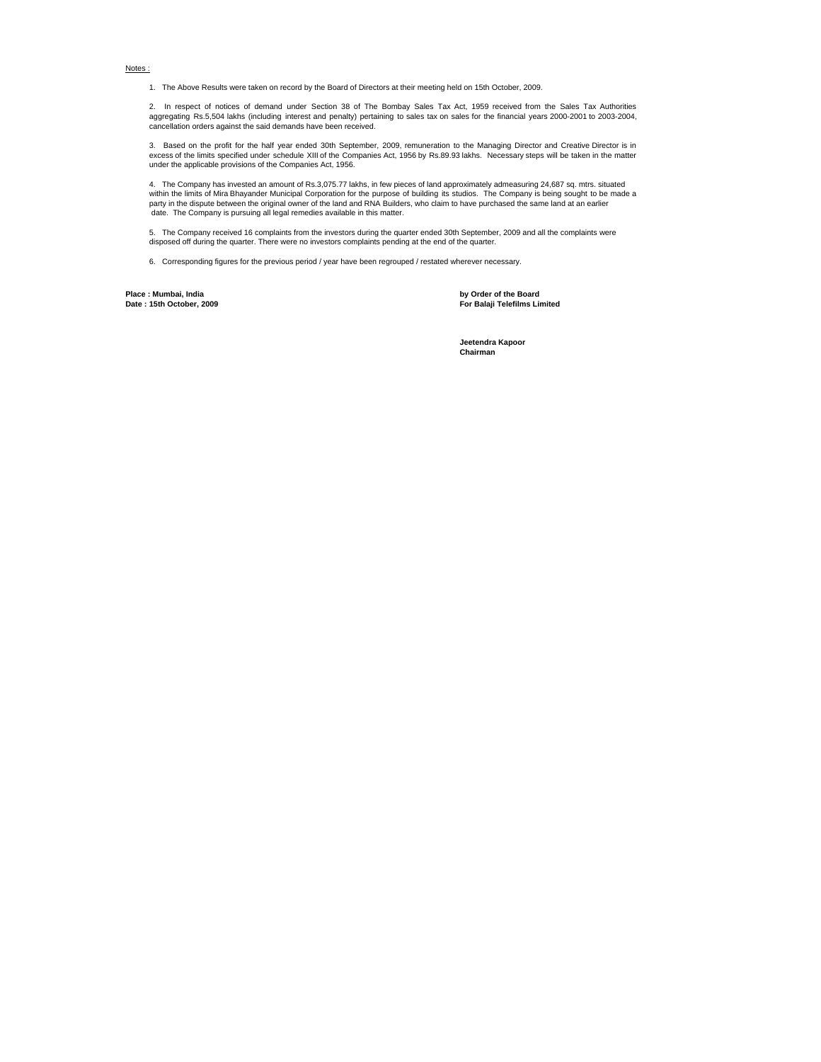Notes :

1. The Above Results were taken on record by the Board of Directors at their meeting held on 15th October, 2009.

2. In respect of notices of demand under Section 38 of The Bombay Sales Tax Act, 1959 received from the Sales Tax Authorities aggregating Rs.5,504 lakhs (including interest and penalty) pertaining to sales tax on sales for the financial years 2000-2001 to 2003-2004, cancellation orders against the said demands have been received.

3. Based on the profit for the half year ended 30th September, 2009, remuneration to the Managing Director and Creative Director is in excess of the limits specified under schedule XIII of the Companies Act, 1956 by Rs.89.93 lakhs. Necessary steps will be taken in the matter under the applicable provisions of the Companies Act, 1956.

4. The Company has invested an amount of Rs.3,075.77 lakhs, in few pieces of land approximately admeasuring 24,687 sq. mtrs. situated within the limits of Mira Bhayander Municipal Corporation for the purpose of building its studios. The Company is being sought to be made a party in the dispute between the original owner of the land and RNA Builders, who claim to have purchased the same land at an earlier date. The Company is pursuing all legal remedies available in this matter.

5. The Company received 16 complaints from the investors during the quarter ended 30th September, 2009 and all the complaints were disposed off during the quarter. There were no investors complaints pending at the end of the quarter.

6. Corresponding figures for the previous period / year have been regrouped / restated wherever necessary.

**Place : Mumbai, India**
**Date : 15th October, 2009**

**by Order of the Board**
**For Balaji Telefilms Limited**

**Jeetendra Kapoor**
**Chairman**